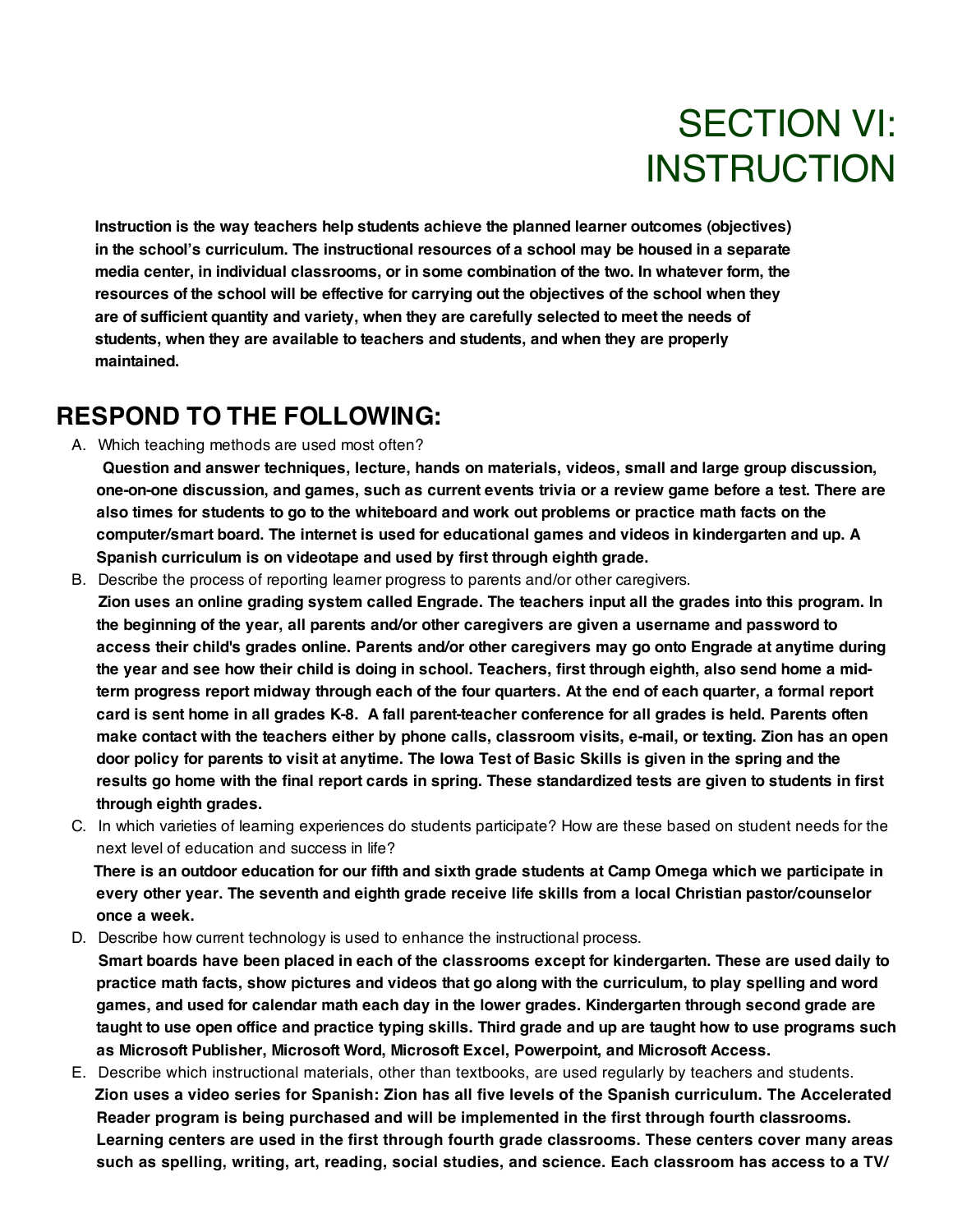# SECTION VI: INSTRUCTION

**Instruction is the way teachers help students achieve the planned learner outcomes (objectives) in the school's curriculum. The instructional resources of a school may be housed in a separate media center, in individual classrooms, or in some combination of the two. In whatever form, the resources of the school will be effective for carrying out the objectives of the school when they are of sufficient quantity and variety, when they are carefully selected to meet the needs of students, when they are available to teachers and students, and when they are properly maintained.**

## RESPOND TO THE FOLLOWING:

A. Which teaching methods are used most often?

**Question and answer techniques, lecture, hands on materials, videos, small and large group discussion, one-on-one discussion, and games, such as current events trivia or a review game before a test. There are also times for students to go to the whiteboard and work out problems or practice math facts on the computer/smart board. The internet is used for educational games and videos in kindergarten and up. A Spanish curriculum is on videotape and used by first through eighth grade.**

B. Describe the process of reporting learner progress to parents and/or other caregivers.

**Zion uses an online grading system called Engrade. The teachers input all the grades into this program. In the beginning of the year, all parents and/or other caregivers are given a username and password to access their child's grades online. Parents and/or other caregivers may go onto Engrade at anytime during the year and see how their child is doing in school. Teachers, first through eighth, also send home a mid-term progress report midway through each of the four quarters. At the end of each quarter, a formal report card is sent home in all grades K-8. A fall parent-teacher conference for all grades is held. Parents often make contact with the teachers either by phone calls, classroom visits, e-mail, or texting. Zion has an open door policy for parents to visit at anytime. The Iowa Test of Basic Skills is given in the spring and the results go home with the final report cards in spring. These standardized tests are given to students in first through eighth grades.**

C. In which varieties of learning experiences do students participate? How are these based on student needs for the next level of education and success in life?

**There is an outdoor education for our fifth and sixth grade students at Camp Omega which we participate in every other year. The seventh and eighth grade receive life skills from a local Christian pastor/counselor once a week.**

D. Describe how current technology is used to enhance the instructional process.

**Smart boards have been placed in each of the classrooms except for kindergarten. These are used daily to practice math facts, show pictures and videos that go along with the curriculum, to play spelling and word games, and used for calendar math each day in the lower grades. Kindergarten through second grade are taught to use open office and practice typing skills. Third grade and up are taught how to use programs such as Microsoft Publisher, Microsoft Word, Microsoft Excel, Powerpoint, and Microsoft Access.**

E. Describe which instructional materials, other than textbooks, are used regularly by teachers and students.

**Zion uses a video series for Spanish: Zion has all five levels of the Spanish curriculum. The Accelerated Reader program is being purchased and will be implemented in the first through fourth classrooms. Learning centers are used in the first through fourth grade classrooms. These centers cover many areas such as spelling, writing, art, reading, social studies, and science. Each classroom has access to a TV/**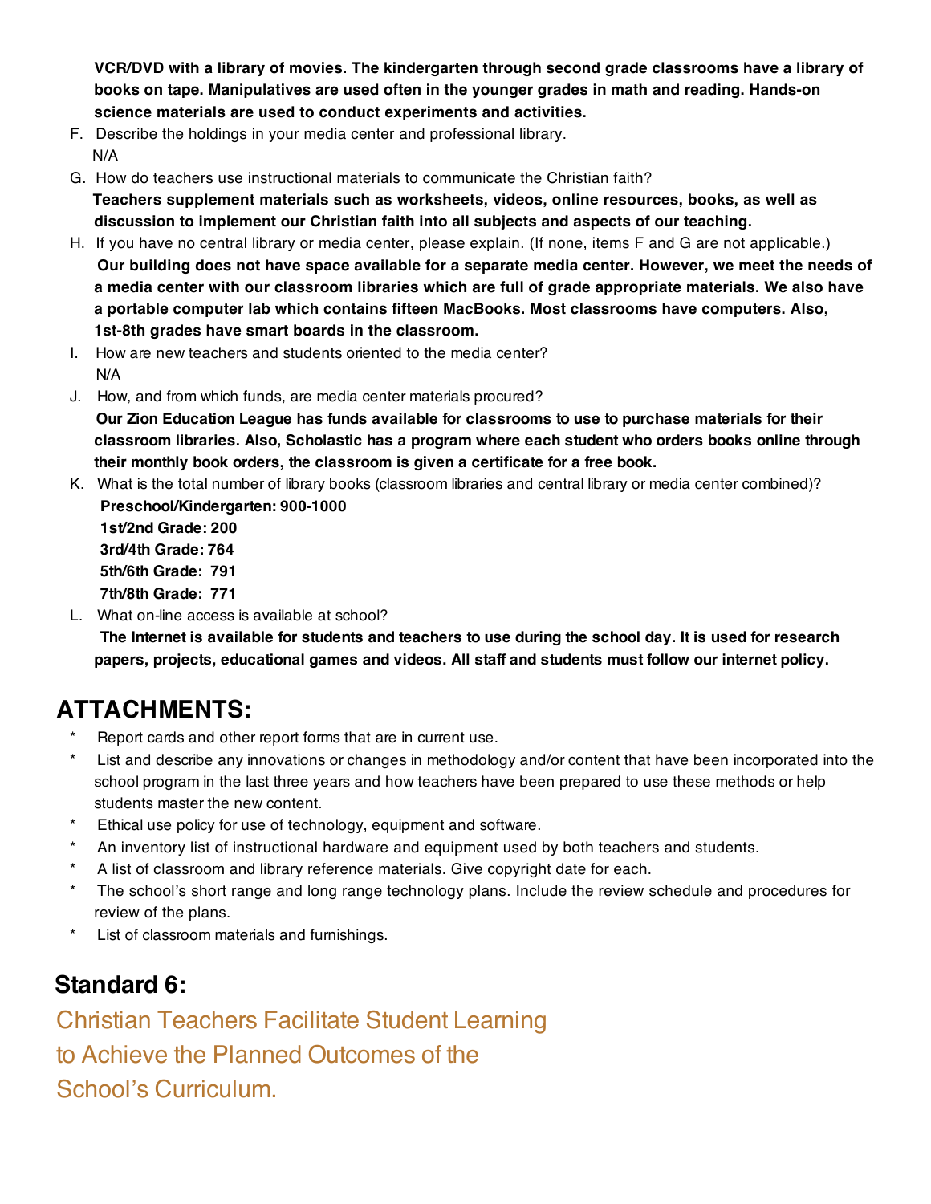**VCR/DVD with a library of movies. The kindergarten through second grade classrooms have a library of books on tape. Manipulatives are used often in the younger grades in math and reading. Hands-on science materials are used to conduct experiments and activities.**

F. Describe the holdings in your media center and professional library.
   N/A

G. How do teachers use instructional materials to communicate the Christian faith?
   **Teachers supplement materials such as worksheets, videos, online resources, books, as well as discussion to implement our Christian faith into all subjects and aspects of our teaching.**

H. If you have no central library or media center, please explain. (If none, items F and G are not applicable.)
   **Our building does not have space available for a separate media center. However, we meet the needs of a media center with our classroom libraries which are full of grade appropriate materials. We also have a portable computer lab which contains fifteen MacBooks. Most classrooms have computers. Also, 1st-8th grades have smart boards in the classroom.**

I. How are new teachers and students oriented to the media center?
   N/A

J. How, and from which funds, are media center materials procured?
   **Our Zion Education League has funds available for classrooms to use to purchase materials for their classroom libraries. Also, Scholastic has a program where each student who orders books online through their monthly book orders, the classroom is given a certificate for a free book.**

K. What is the total number of library books (classroom libraries and central library or media center combined)?
   **Preschool/Kindergarten: 900-1000**
   **1st/2nd Grade: 200**
   **3rd/4th Grade: 764**
   **5th/6th Grade: 791**
   **7th/8th Grade: 771**

L. What on-line access is available at school?
   **The Internet is available for students and teachers to use during the school day. It is used for research papers, projects, educational games and videos. All staff and students must follow our internet policy.**

## ATTACHMENTS:

* Report cards and other report forms that are in current use.
* List and describe any innovations or changes in methodology and/or content that have been incorporated into the school program in the last three years and how teachers have been prepared to use these methods or help students master the new content.
* Ethical use policy for use of technology, equipment and software.
* An inventory list of instructional hardware and equipment used by both teachers and students.
* A list of classroom and library reference materials. Give copyright date for each.
* The school's short range and long range technology plans. Include the review schedule and procedures for review of the plans.
* List of classroom materials and furnishings.

## Standard 6:

Christian Teachers Facilitate Student Learning to Achieve the Planned Outcomes of the School's Curriculum.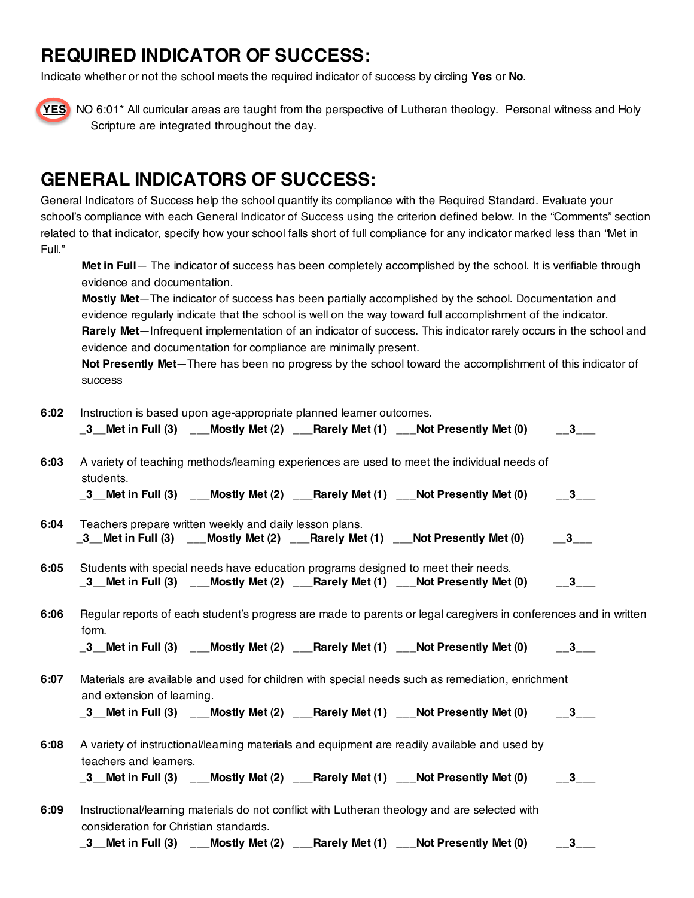# REQUIRED INDICATOR OF SUCCESS:

Indicate whether or not the school meets the required indicator of success by circling **Yes** or **No**.

**YES** (circled) NO 6:01* All curricular areas are taught from the perspective of Lutheran theology. Personal witness and Holy Scripture are integrated throughout the day.

# GENERAL INDICATORS OF SUCCESS:

General Indicators of Success help the school quantify its compliance with the Required Standard. Evaluate your school's compliance with each General Indicator of Success using the criterion defined below. In the "Comments" section related to that indicator, specify how your school falls short of full compliance for any indicator marked less than "Met in Full."

> **Met in Full**— The indicator of success has been completely accomplished by the school. It is verifiable through evidence and documentation.
>
> **Mostly Met**—The indicator of success has been partially accomplished by the school. Documentation and evidence regularly indicate that the school is well on the way toward full accomplishment of the indicator.
>
> **Rarely Met**—Infrequent implementation of an indicator of success. This indicator rarely occurs in the school and evidence and documentation for compliance are minimally present.
>
> **Not Presently Met**—There has been no progress by the school toward the accomplishment of this indicator of success

**6:02** Instruction is based upon age-appropriate planned learner outcomes.

_3__**Met in Full (3)** ___**Mostly Met (2)** ___**Rarely Met (1)** ___**Not Presently Met (0)** __3___

**6:03** A variety of teaching methods/learning experiences are used to meet the individual needs of students.

_3__**Met in Full (3)** ___**Mostly Met (2)** ___**Rarely Met (1)** ___**Not Presently Met (0)** __3___

**6:04** Teachers prepare written weekly and daily lesson plans.

_3__**Met in Full (3)** ___**Mostly Met (2)** ___**Rarely Met (1)** ___**Not Presently Met (0)** __3___

**6:05** Students with special needs have education programs designed to meet their needs.

_3__**Met in Full (3)** ___**Mostly Met (2)** ___**Rarely Met (1)** ___**Not Presently Met (0)** __3___

**6:06** Regular reports of each student's progress are made to parents or legal caregivers in conferences and in written form.

_3__**Met in Full (3)** ___**Mostly Met (2)** ___**Rarely Met (1)** ___**Not Presently Met (0)** __3___

**6:07** Materials are available and used for children with special needs such as remediation, enrichment and extension of learning.

_3__**Met in Full (3)** ___**Mostly Met (2)** ___**Rarely Met (1)** ___**Not Presently Met (0)** __3___

**6:08** A variety of instructional/learning materials and equipment are readily available and used by teachers and learners.

_3__**Met in Full (3)** ___**Mostly Met (2)** ___**Rarely Met (1)** ___**Not Presently Met (0)** __3___

**6:09** Instructional/learning materials do not conflict with Lutheran theology and are selected with consideration for Christian standards.

_3__**Met in Full (3)** ___**Mostly Met (2)** ___**Rarely Met (1)** ___**Not Presently Met (0)** __3___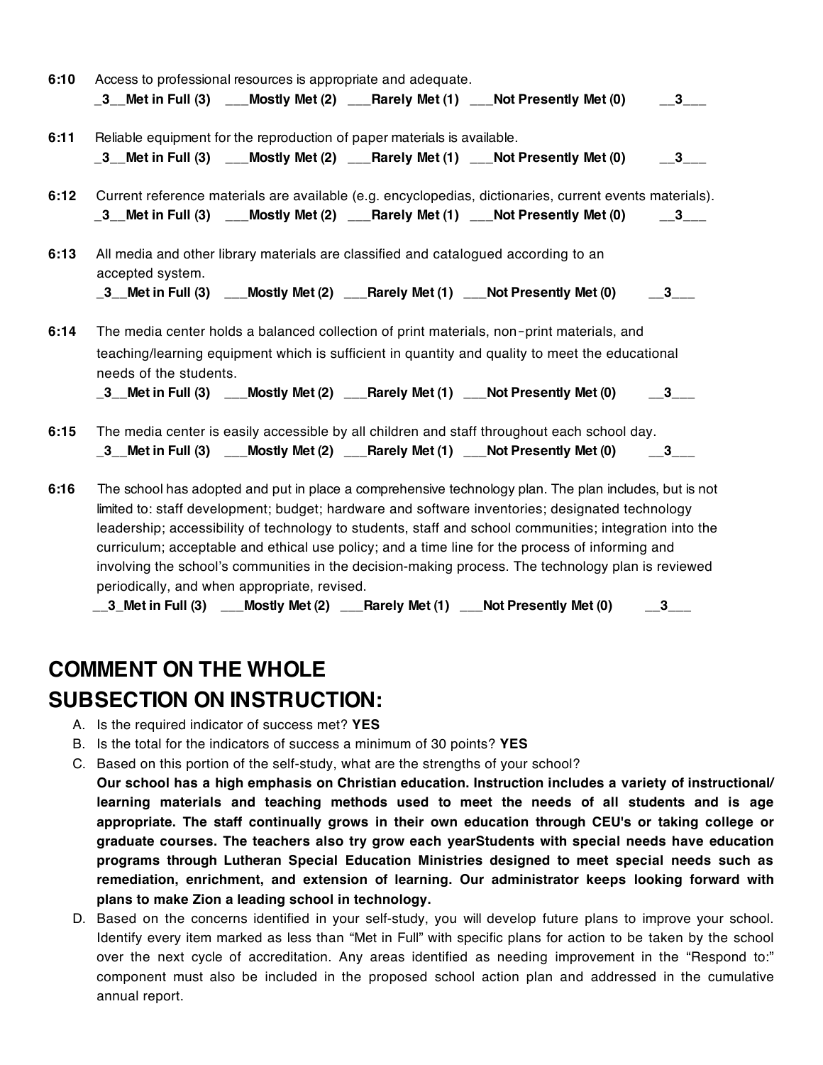**6:10** Access to professional resources is appropriate and adequate.

**_3__Met in Full (3) ___Mostly Met (2) ___Rarely Met (1) ___Not Presently Met (0) __3___**

**6:11** Reliable equipment for the reproduction of paper materials is available.

**_3__Met in Full (3) ___Mostly Met (2) ___Rarely Met (1) ___Not Presently Met (0) __3___**

**6:12** Current reference materials are available (e.g. encyclopedias, dictionaries, current events materials).

**_3__Met in Full (3) ___Mostly Met (2) ___Rarely Met (1) ___Not Presently Met (0) __3___**

**6:13** All media and other library materials are classified and catalogued according to an accepted system.

**_3__Met in Full (3) ___Mostly Met (2) ___Rarely Met (1) ___Not Presently Met (0) __3___**

**6:14** The media center holds a balanced collection of print materials, non-print materials, and teaching/learning equipment which is sufficient in quantity and quality to meet the educational needs of the students.

**_3__Met in Full (3) ___Mostly Met (2) ___Rarely Met (1) ___Not Presently Met (0) __3___**

**6:15** The media center is easily accessible by all children and staff throughout each school day.

**_3__Met in Full (3) ___Mostly Met (2) ___Rarely Met (1) ___Not Presently Met (0) __3___**

**6:16** The school has adopted and put in place a comprehensive technology plan. The plan includes, but is not limited to: staff development; budget; hardware and software inventories; designated technology leadership; accessibility of technology to students, staff and school communities; integration into the curriculum; acceptable and ethical use policy; and a time line for the process of informing and involving the school's communities in the decision-making process. The technology plan is reviewed periodically, and when appropriate, revised.

**__3_Met in Full (3) ___Mostly Met (2) ___Rarely Met (1) ___Not Presently Met (0) __3___**

## COMMENT ON THE WHOLE SUBSECTION ON INSTRUCTION:

A. Is the required indicator of success met? **YES**

B. Is the total for the indicators of success a minimum of 30 points? **YES**

C. Based on this portion of the self-study, what are the strengths of your school?
**Our school has a high emphasis on Christian education. Instruction includes a variety of instructional/ learning materials and teaching methods used to meet the needs of all students and is age appropriate. The staff continually grows in their own education through CEU's or taking college or graduate courses. The teachers also try grow each yearStudents with special needs have education programs through Lutheran Special Education Ministries designed to meet special needs such as remediation, enrichment, and extension of learning. Our administrator keeps looking forward with plans to make Zion a leading school in technology.**

D. Based on the concerns identified in your self-study, you will develop future plans to improve your school. Identify every item marked as less than "Met in Full" with specific plans for action to be taken by the school over the next cycle of accreditation. Any areas identified as needing improvement in the "Respond to:" component must also be included in the proposed school action plan and addressed in the cumulative annual report.